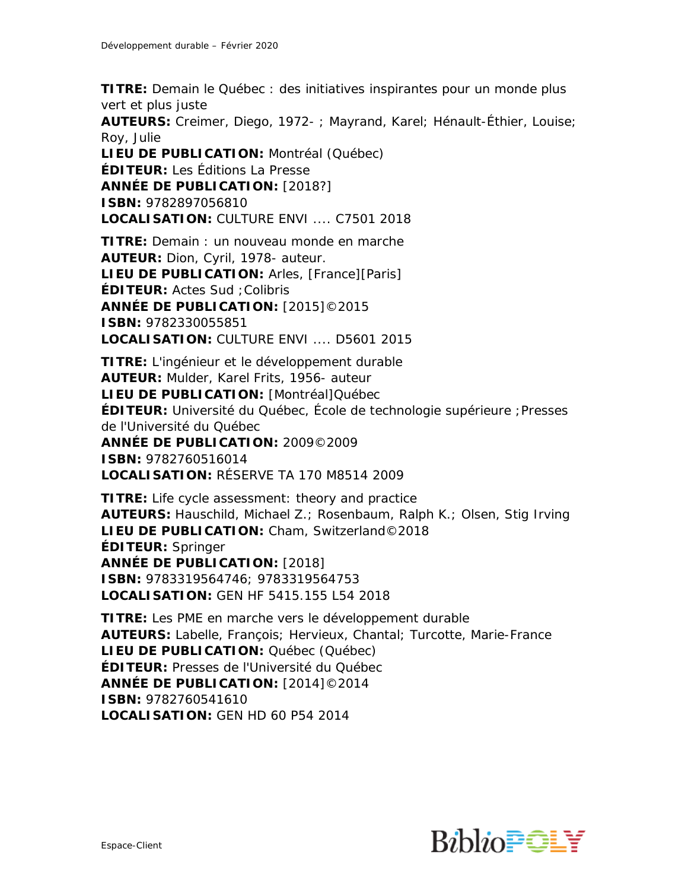**TITRE:** Demain le Québec : des initiatives inspirantes pour un monde plus vert et plus juste
**AUTEURS:** Creimer, Diego, 1972- ; Mayrand, Karel; Hénault-Éthier, Louise; Roy, Julie
**LIEU DE PUBLICATION:** Montréal (Québec)
**ÉDITEUR:** Les Éditions La Presse
**ANNÉE DE PUBLICATION:** [2018?]
**ISBN:** 9782897056810
**LOCALISATION:** CULTURE ENVI .... C7501 2018

**TITRE:** Demain : un nouveau monde en marche
**AUTEUR:** Dion, Cyril, 1978- auteur.
**LIEU DE PUBLICATION:** Arles, [France][Paris]
**ÉDITEUR:** Actes Sud ;Colibris
**ANNÉE DE PUBLICATION:** [2015]©2015
**ISBN:** 9782330055851
**LOCALISATION:** CULTURE ENVI .... D5601 2015

**TITRE:** L'ingénieur et le développement durable
**AUTEUR:** Mulder, Karel Frits, 1956- auteur
**LIEU DE PUBLICATION:** [Montréal]Québec
**ÉDITEUR:** Université du Québec, École de technologie supérieure ;Presses de l'Université du Québec
**ANNÉE DE PUBLICATION:** 2009©2009
**ISBN:** 9782760516014
**LOCALISATION:** RÉSERVE TA 170 M8514 2009

**TITRE:** Life cycle assessment: theory and practice
**AUTEURS:** Hauschild, Michael Z.; Rosenbaum, Ralph K.; Olsen, Stig Irving
**LIEU DE PUBLICATION:** Cham, Switzerland©2018
**ÉDITEUR:** Springer
**ANNÉE DE PUBLICATION:** [2018]
**ISBN:** 9783319564746; 9783319564753
**LOCALISATION:** GEN HF 5415.155 L54 2018

**TITRE:** Les PME en marche vers le développement durable
**AUTEURS:** Labelle, François; Hervieux, Chantal; Turcotte, Marie-France
**LIEU DE PUBLICATION:** Québec (Québec)
**ÉDITEUR:** Presses de l'Université du Québec
**ANNÉE DE PUBLICATION:** [2014]©2014
**ISBN:** 9782760541610
**LOCALISATION:** GEN HD 60 P54 2014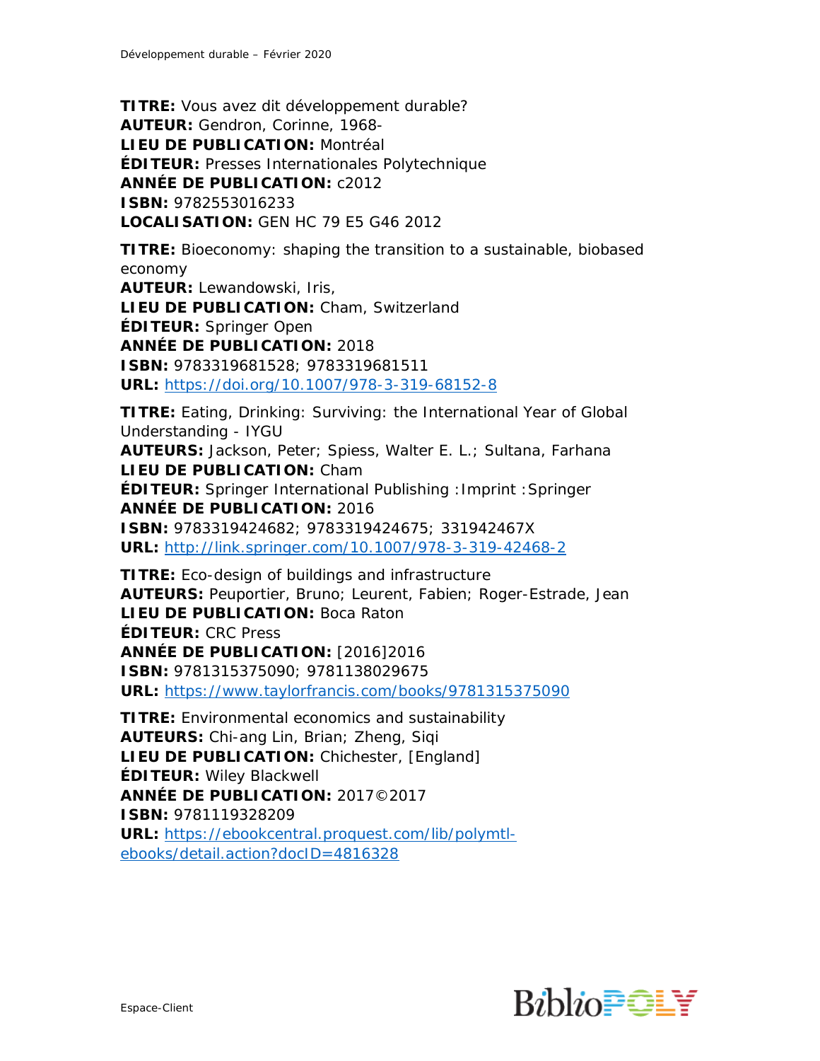**TITRE:** Vous avez dit développement durable?
**AUTEUR:** Gendron, Corinne, 1968-
**LIEU DE PUBLICATION:** Montréal
**ÉDITEUR:** Presses Internationales Polytechnique
**ANNÉE DE PUBLICATION:** c2012
**ISBN:** 9782553016233
**LOCALISATION:** GEN HC 79 E5 G46 2012

**TITRE:** Bioeconomy: shaping the transition to a sustainable, biobased economy
**AUTEUR:** Lewandowski, Iris,
**LIEU DE PUBLICATION:** Cham, Switzerland
**ÉDITEUR:** Springer Open
**ANNÉE DE PUBLICATION:** 2018
**ISBN:** 9783319681528; 9783319681511
**URL:** https://doi.org/10.1007/978-3-319-68152-8

**TITRE:** Eating, Drinking: Surviving: the International Year of Global Understanding - IYGU
**AUTEURS:** Jackson, Peter; Spiess, Walter E. L.; Sultana, Farhana
**LIEU DE PUBLICATION:** Cham
**ÉDITEUR:** Springer International Publishing :Imprint :Springer
**ANNÉE DE PUBLICATION:** 2016
**ISBN:** 9783319424682; 9783319424675; 331942467X
**URL:** http://link.springer.com/10.1007/978-3-319-42468-2

**TITRE:** Eco-design of buildings and infrastructure
**AUTEURS:** Peuportier, Bruno; Leurent, Fabien; Roger-Estrade, Jean
**LIEU DE PUBLICATION:** Boca Raton
**ÉDITEUR:** CRC Press
**ANNÉE DE PUBLICATION:** [2016]2016
**ISBN:** 9781315375090; 9781138029675
**URL:** https://www.taylorfrancis.com/books/9781315375090

**TITRE:** Environmental economics and sustainability
**AUTEURS:** Chi-ang Lin, Brian; Zheng, Siqi
**LIEU DE PUBLICATION:** Chichester, [England]
**ÉDITEUR:** Wiley Blackwell
**ANNÉE DE PUBLICATION:** 2017©2017
**ISBN:** 9781119328209
**URL:** https://ebookcentral.proquest.com/lib/polymtl-ebooks/detail.action?docID=4816328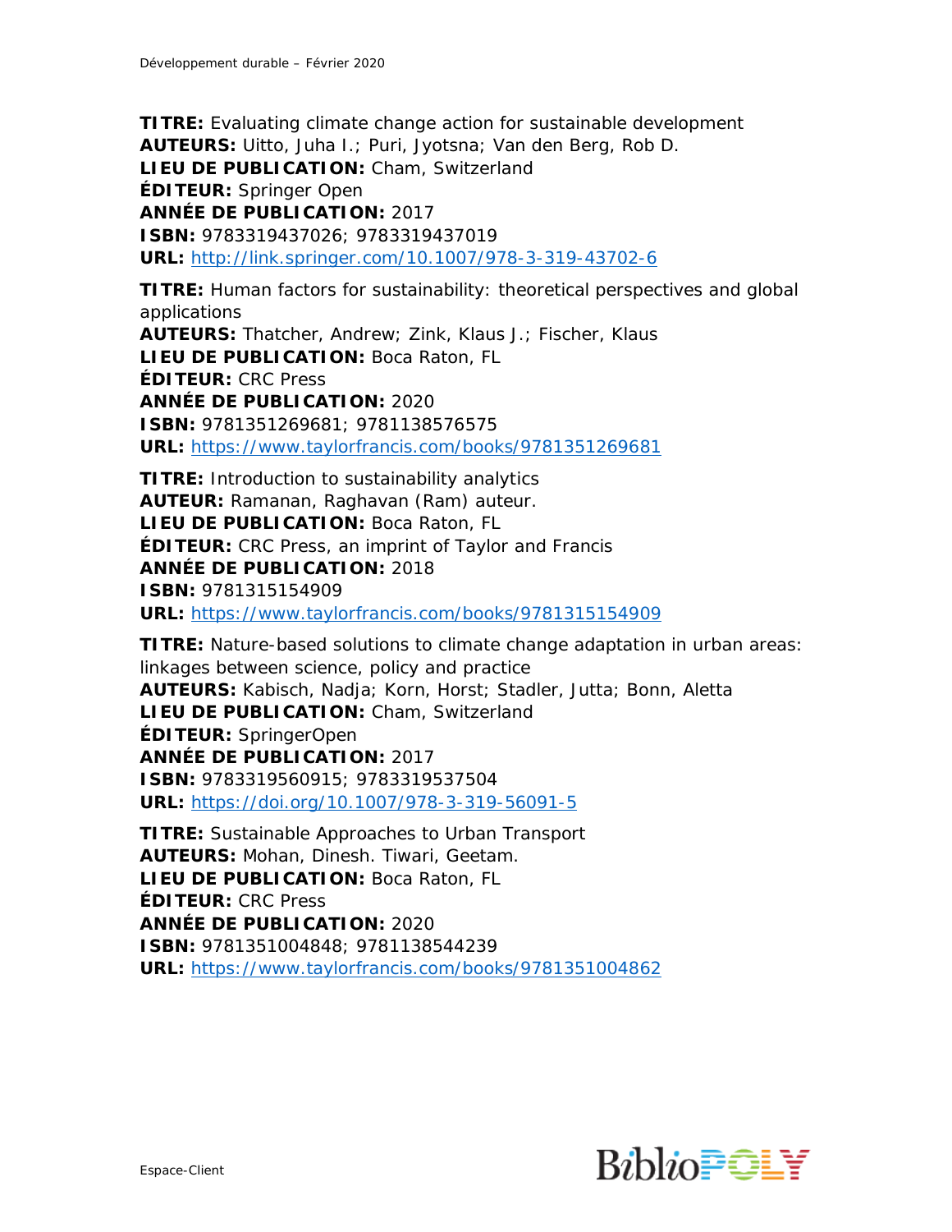**TITRE:** Evaluating climate change action for sustainable development
**AUTEURS:** Uitto, Juha I.; Puri, Jyotsna; Van den Berg, Rob D.
**LIEU DE PUBLICATION:** Cham, Switzerland
**ÉDITEUR:** Springer Open
**ANNÉE DE PUBLICATION:** 2017
**ISBN:** 9783319437026; 9783319437019
**URL:** http://link.springer.com/10.1007/978-3-319-43702-6

**TITRE:** Human factors for sustainability: theoretical perspectives and global applications
**AUTEURS:** Thatcher, Andrew; Zink, Klaus J.; Fischer, Klaus
**LIEU DE PUBLICATION:** Boca Raton, FL
**ÉDITEUR:** CRC Press
**ANNÉE DE PUBLICATION:** 2020
**ISBN:** 9781351269681; 9781138576575
**URL:** https://www.taylorfrancis.com/books/9781351269681

**TITRE:** Introduction to sustainability analytics
**AUTEUR:** Ramanan, Raghavan (Ram) auteur.
**LIEU DE PUBLICATION:** Boca Raton, FL
**ÉDITEUR:** CRC Press, an imprint of Taylor and Francis
**ANNÉE DE PUBLICATION:** 2018
**ISBN:** 9781315154909
**URL:** https://www.taylorfrancis.com/books/9781315154909

**TITRE:** Nature-based solutions to climate change adaptation in urban areas: linkages between science, policy and practice
**AUTEURS:** Kabisch, Nadja; Korn, Horst; Stadler, Jutta; Bonn, Aletta
**LIEU DE PUBLICATION:** Cham, Switzerland
**ÉDITEUR:** SpringerOpen
**ANNÉE DE PUBLICATION:** 2017
**ISBN:** 9783319560915; 9783319537504
**URL:** https://doi.org/10.1007/978-3-319-56091-5

**TITRE:** Sustainable Approaches to Urban Transport
**AUTEURS:** Mohan, Dinesh. Tiwari, Geetam.
**LIEU DE PUBLICATION:** Boca Raton, FL
**ÉDITEUR:** CRC Press
**ANNÉE DE PUBLICATION:** 2020
**ISBN:** 9781351004848; 9781138544239
**URL:** https://www.taylorfrancis.com/books/9781351004862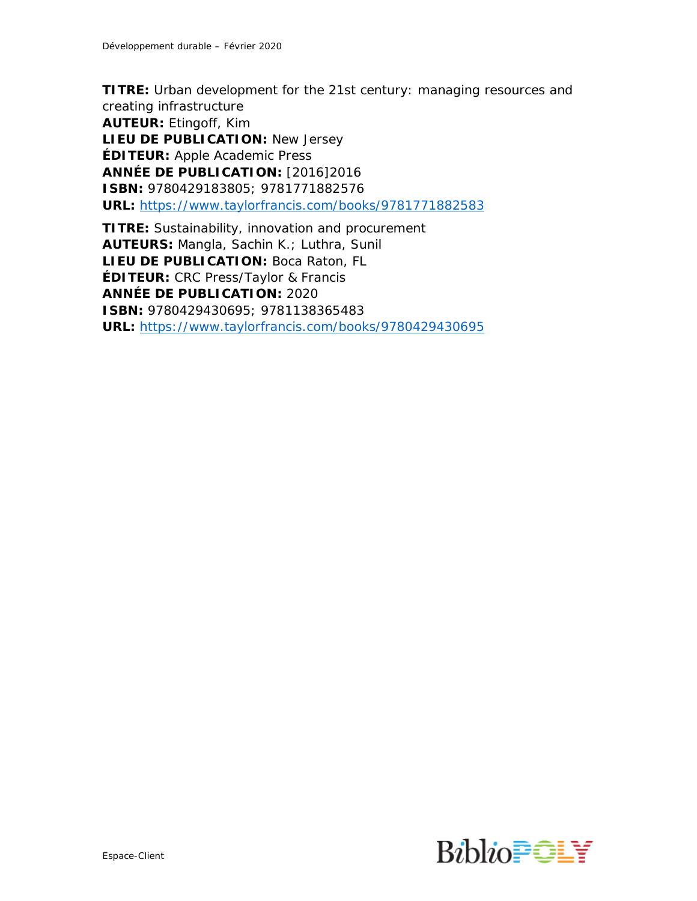**TITRE:** Urban development for the 21st century: managing resources and creating infrastructure
**AUTEUR:** Etingoff, Kim
**LIEU DE PUBLICATION:** New Jersey
**ÉDITEUR:** Apple Academic Press
**ANNÉE DE PUBLICATION:** [2016]2016
**ISBN:** 9780429183805; 9781771882576
**URL:** https://www.taylorfrancis.com/books/9781771882583

**TITRE:** Sustainability, innovation and procurement
**AUTEURS:** Mangla, Sachin K.; Luthra, Sunil
**LIEU DE PUBLICATION:** Boca Raton, FL
**ÉDITEUR:** CRC Press/Taylor & Francis
**ANNÉE DE PUBLICATION:** 2020
**ISBN:** 9780429430695; 9781138365483
**URL:** https://www.taylorfrancis.com/books/9780429430695